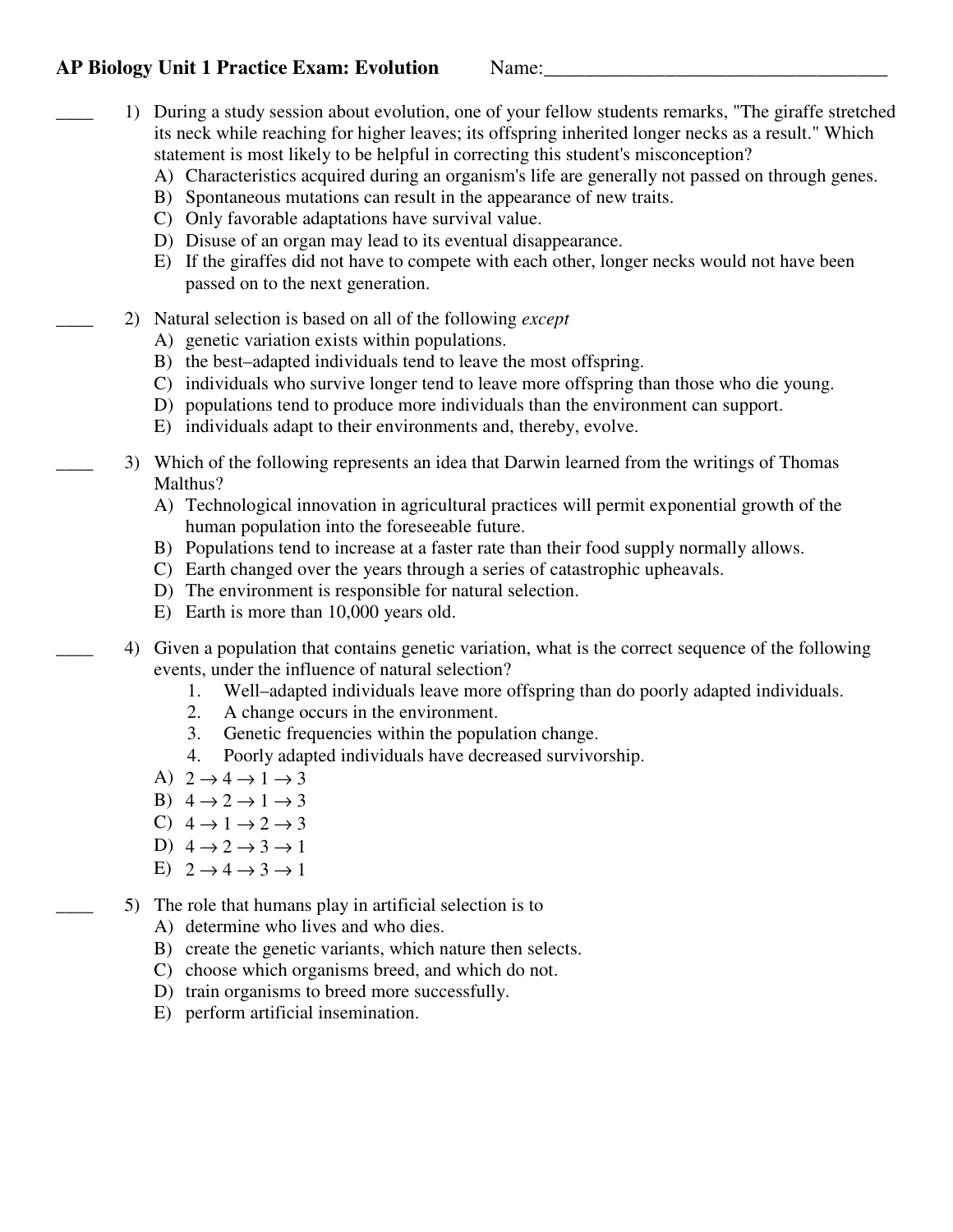**AP Biology Unit 1 Practice Exam: Evolution** Name:___________________________________

____ 1) During a study session about evolution, one of your fellow students remarks, "The giraffe stretched its neck while reaching for higher leaves; its offspring inherited longer necks as a result." Which statement is most likely to be helpful in correcting this student's misconception?

A) Characteristics acquired during an organism's life are generally not passed on through genes.
B) Spontaneous mutations can result in the appearance of new traits.
C) Only favorable adaptations have survival value.
D) Disuse of an organ may lead to its eventual disappearance.
E) If the giraffes did not have to compete with each other, longer necks would not have been passed on to the next generation.

____ 2) Natural selection is based on all of the following *except*

A) genetic variation exists within populations.
B) the best–adapted individuals tend to leave the most offspring.
C) individuals who survive longer tend to leave more offspring than those who die young.
D) populations tend to produce more individuals than the environment can support.
E) individuals adapt to their environments and, thereby, evolve.

____ 3) Which of the following represents an idea that Darwin learned from the writings of Thomas Malthus?

A) Technological innovation in agricultural practices will permit exponential growth of the human population into the foreseeable future.
B) Populations tend to increase at a faster rate than their food supply normally allows.
C) Earth changed over the years through a series of catastrophic upheavals.
D) The environment is responsible for natural selection.
E) Earth is more than 10,000 years old.

____ 4) Given a population that contains genetic variation, what is the correct sequence of the following events, under the influence of natural selection?

1. Well–adapted individuals leave more offspring than do poorly adapted individuals.
2. A change occurs in the environment.
3. Genetic frequencies within the population change.
4. Poorly adapted individuals have decreased survivorship.

A) $2 \rightarrow 4 \rightarrow 1 \rightarrow 3$
B) $4 \rightarrow 2 \rightarrow 1 \rightarrow 3$
C) $4 \rightarrow 1 \rightarrow 2 \rightarrow 3$
D) $4 \rightarrow 2 \rightarrow 3 \rightarrow 1$
E) $2 \rightarrow 4 \rightarrow 3 \rightarrow 1$

____ 5) The role that humans play in artificial selection is to

A) determine who lives and who dies.
B) create the genetic variants, which nature then selects.
C) choose which organisms breed, and which do not.
D) train organisms to breed more successfully.
E) perform artificial insemination.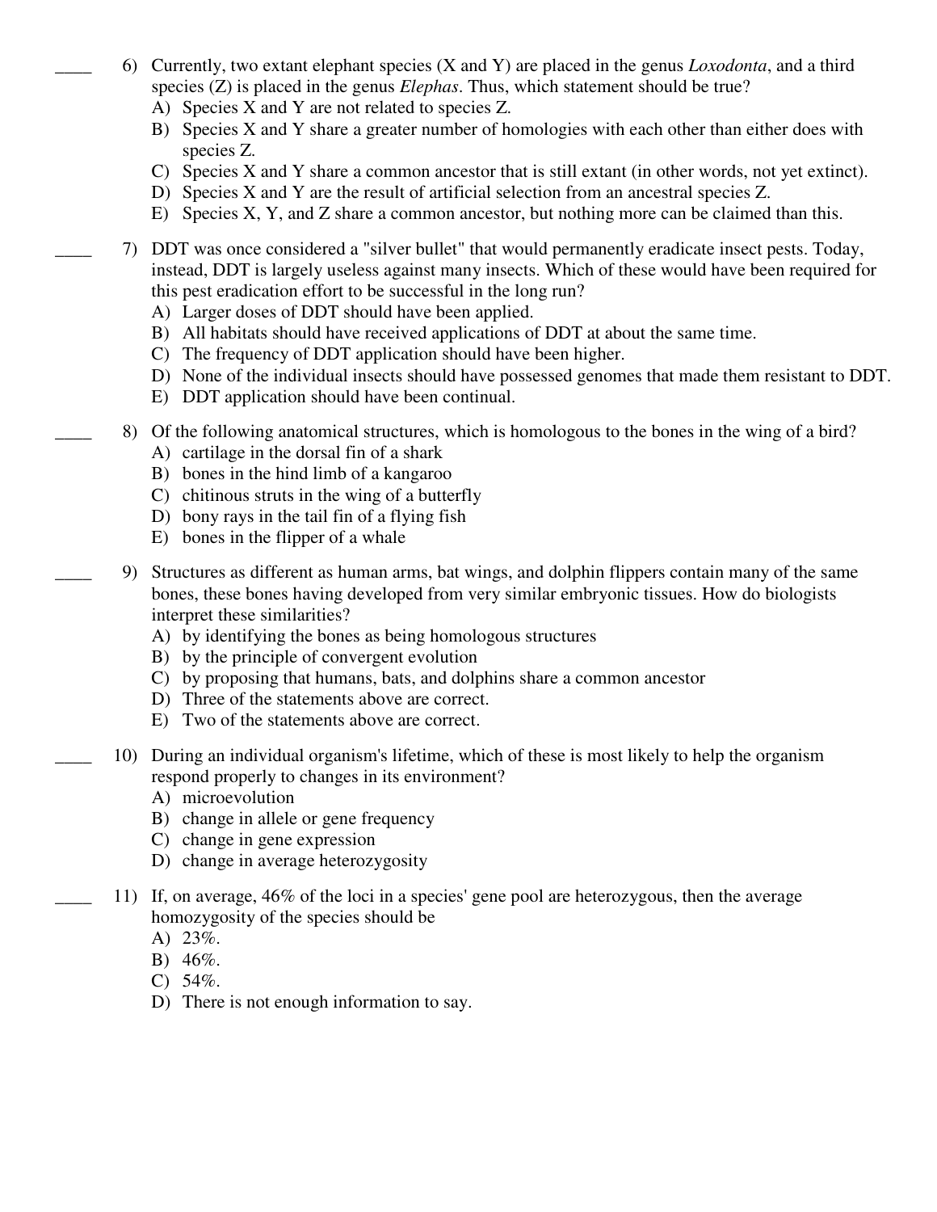____ 6) Currently, two extant elephant species (X and Y) are placed in the genus *Loxodonta*, and a third species (Z) is placed in the genus *Elephas*. Thus, which statement should be true?

A) Species X and Y are not related to species Z.
B) Species X and Y share a greater number of homologies with each other than either does with species Z.
C) Species X and Y share a common ancestor that is still extant (in other words, not yet extinct).
D) Species X and Y are the result of artificial selection from an ancestral species Z.
E) Species X, Y, and Z share a common ancestor, but nothing more can be claimed than this.

____ 7) DDT was once considered a "silver bullet" that would permanently eradicate insect pests. Today, instead, DDT is largely useless against many insects. Which of these would have been required for this pest eradication effort to be successful in the long run?

A) Larger doses of DDT should have been applied.
B) All habitats should have received applications of DDT at about the same time.
C) The frequency of DDT application should have been higher.
D) None of the individual insects should have possessed genomes that made them resistant to DDT.
E) DDT application should have been continual.

____ 8) Of the following anatomical structures, which is homologous to the bones in the wing of a bird?

A) cartilage in the dorsal fin of a shark
B) bones in the hind limb of a kangaroo
C) chitinous struts in the wing of a butterfly
D) bony rays in the tail fin of a flying fish
E) bones in the flipper of a whale

____ 9) Structures as different as human arms, bat wings, and dolphin flippers contain many of the same bones, these bones having developed from very similar embryonic tissues. How do biologists interpret these similarities?

A) by identifying the bones as being homologous structures
B) by the principle of convergent evolution
C) by proposing that humans, bats, and dolphins share a common ancestor
D) Three of the statements above are correct.
E) Two of the statements above are correct.

____ 10) During an individual organism's lifetime, which of these is most likely to help the organism respond properly to changes in its environment?

A) microevolution
B) change in allele or gene frequency
C) change in gene expression
D) change in average heterozygosity

____ 11) If, on average, 46% of the loci in a species' gene pool are heterozygous, then the average homozygosity of the species should be

A) 23%.
B) 46%.
C) 54%.
D) There is not enough information to say.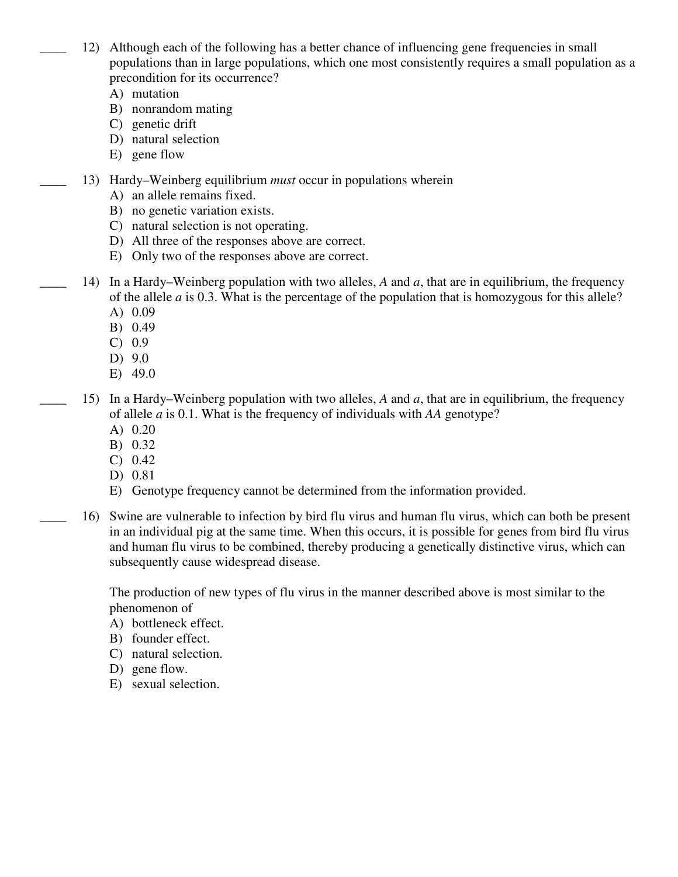____ 12) Although each of the following has a better chance of influencing gene frequencies in small populations than in large populations, which one most consistently requires a small population as a precondition for its occurrence?

A) mutation
B) nonrandom mating
C) genetic drift
D) natural selection
E) gene flow

____ 13) Hardy–Weinberg equilibrium *must* occur in populations wherein

A) an allele remains fixed.
B) no genetic variation exists.
C) natural selection is not operating.
D) All three of the responses above are correct.
E) Only two of the responses above are correct.

____ 14) In a Hardy–Weinberg population with two alleles, *A* and *a*, that are in equilibrium, the frequency of the allele *a* is 0.3. What is the percentage of the population that is homozygous for this allele?

A) 0.09
B) 0.49
C) 0.9
D) 9.0
E) 49.0

____ 15) In a Hardy–Weinberg population with two alleles, *A* and *a*, that are in equilibrium, the frequency of allele *a* is 0.1. What is the frequency of individuals with *AA* genotype?

A) 0.20
B) 0.32
C) 0.42
D) 0.81
E) Genotype frequency cannot be determined from the information provided.

____ 16) Swine are vulnerable to infection by bird flu virus and human flu virus, which can both be present in an individual pig at the same time. When this occurs, it is possible for genes from bird flu virus and human flu virus to be combined, thereby producing a genetically distinctive virus, which can subsequently cause widespread disease.

The production of new types of flu virus in the manner described above is most similar to the phenomenon of

A) bottleneck effect.
B) founder effect.
C) natural selection.
D) gene flow.
E) sexual selection.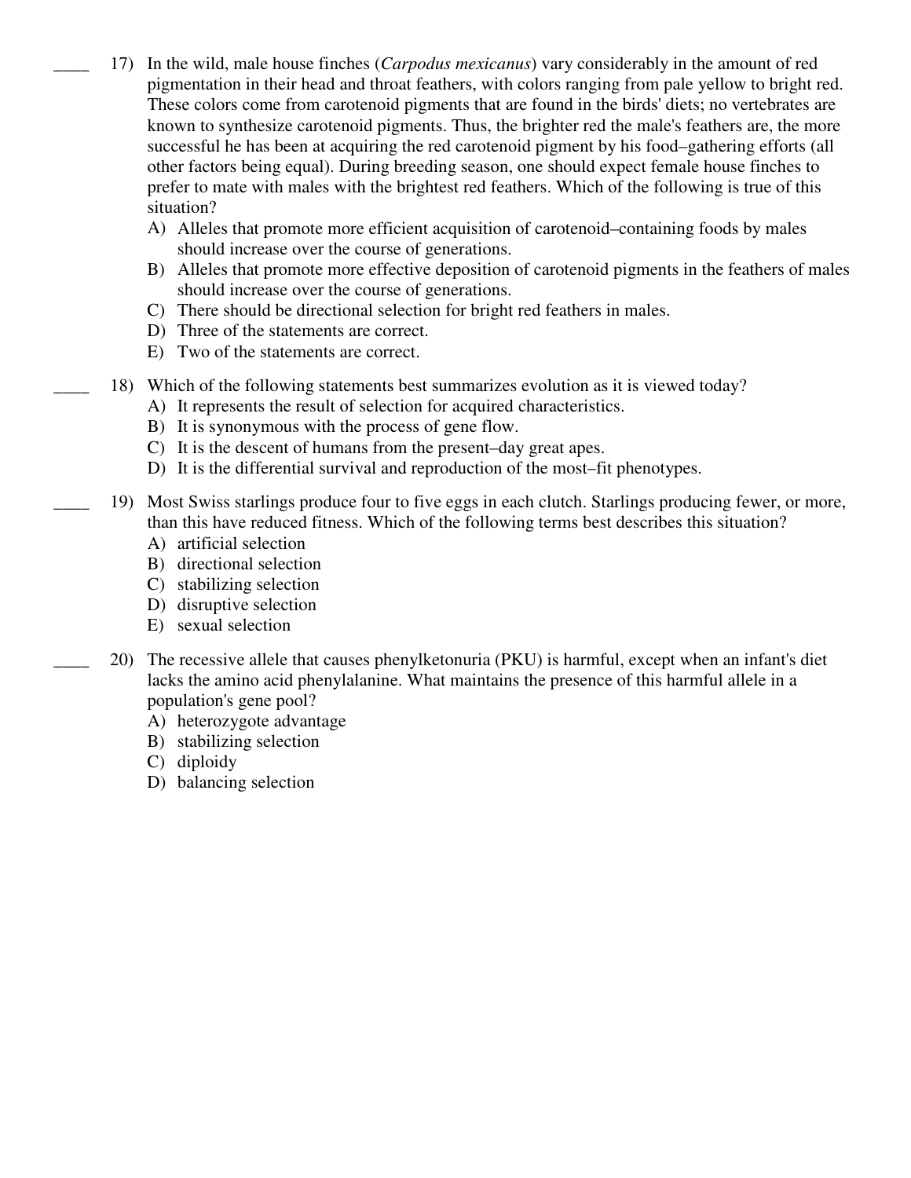____ 17) In the wild, male house finches (*Carpodus mexicanus*) vary considerably in the amount of red pigmentation in their head and throat feathers, with colors ranging from pale yellow to bright red. These colors come from carotenoid pigments that are found in the birds' diets; no vertebrates are known to synthesize carotenoid pigments. Thus, the brighter red the male's feathers are, the more successful he has been at acquiring the red carotenoid pigment by his food–gathering efforts (all other factors being equal). During breeding season, one should expect female house finches to prefer to mate with males with the brightest red feathers. Which of the following is true of this situation?

A) Alleles that promote more efficient acquisition of carotenoid–containing foods by males should increase over the course of generations.
B) Alleles that promote more effective deposition of carotenoid pigments in the feathers of males should increase over the course of generations.
C) There should be directional selection for bright red feathers in males.
D) Three of the statements are correct.
E) Two of the statements are correct.

____ 18) Which of the following statements best summarizes evolution as it is viewed today?

A) It represents the result of selection for acquired characteristics.
B) It is synonymous with the process of gene flow.
C) It is the descent of humans from the present–day great apes.
D) It is the differential survival and reproduction of the most–fit phenotypes.

____ 19) Most Swiss starlings produce four to five eggs in each clutch. Starlings producing fewer, or more, than this have reduced fitness. Which of the following terms best describes this situation?

A) artificial selection
B) directional selection
C) stabilizing selection
D) disruptive selection
E) sexual selection

____ 20) The recessive allele that causes phenylketonuria (PKU) is harmful, except when an infant's diet lacks the amino acid phenylalanine. What maintains the presence of this harmful allele in a population's gene pool?

A) heterozygote advantage
B) stabilizing selection
C) diploidy
D) balancing selection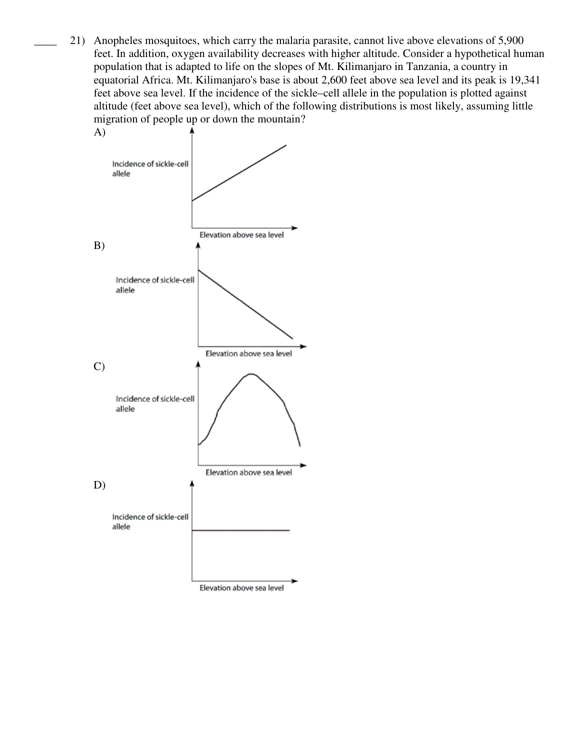____ 21) Anopheles mosquitoes, which carry the malaria parasite, cannot live above elevations of 5,900 feet. In addition, oxygen availability decreases with higher altitude. Consider a hypothetical human population that is adapted to life on the slopes of Mt. Kilimanjaro in Tanzania, a country in equatorial Africa. Mt. Kilimanjaro's base is about 2,600 feet above sea level and its peak is 19,341 feet above sea level. If the incidence of the sickle–cell allele in the population is plotted against altitude (feet above sea level), which of the following distributions is most likely, assuming little migration of people up or down the mountain?

A)

Incidence of sickle-cell allele

Elevation above sea level

B)

Incidence of sickle-cell allele

Elevation above sea level

C)

Incidence of sickle-cell allele

Elevation above sea level

D)

Incidence of sickle-cell allele

Elevation above sea level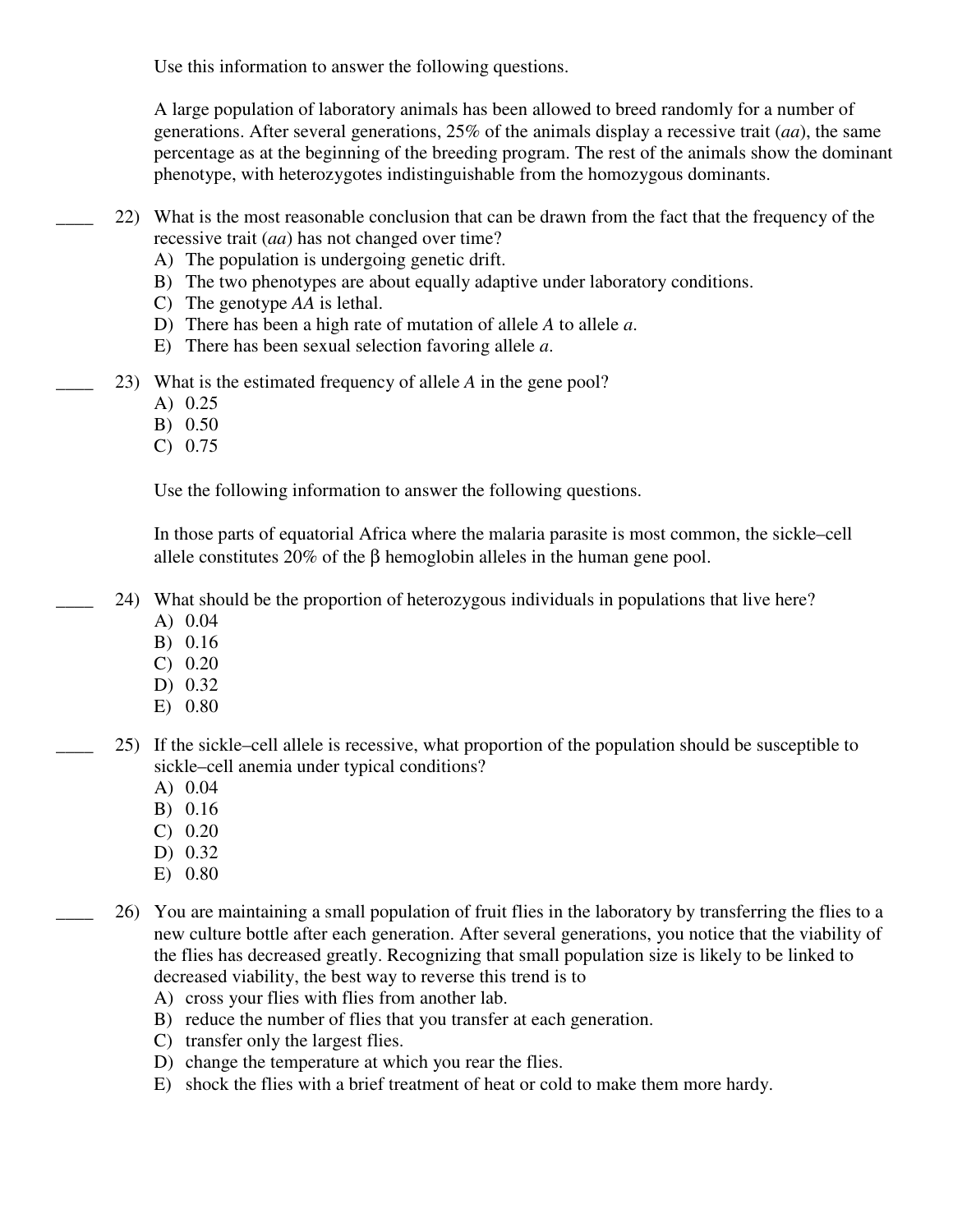Use this information to answer the following questions.

A large population of laboratory animals has been allowed to breed randomly for a number of generations. After several generations, 25% of the animals display a recessive trait (*aa*), the same percentage as at the beginning of the breeding program. The rest of the animals show the dominant phenotype, with heterozygotes indistinguishable from the homozygous dominants.

____ 22) What is the most reasonable conclusion that can be drawn from the fact that the frequency of the recessive trait (*aa*) has not changed over time?

A) The population is undergoing genetic drift.
B) The two phenotypes are about equally adaptive under laboratory conditions.
C) The genotype *AA* is lethal.
D) There has been a high rate of mutation of allele *A* to allele *a*.
E) There has been sexual selection favoring allele *a*.

____ 23) What is the estimated frequency of allele *A* in the gene pool?

A) 0.25
B) 0.50
C) 0.75

Use the following information to answer the following questions.

In those parts of equatorial Africa where the malaria parasite is most common, the sickle–cell allele constitutes 20% of the β hemoglobin alleles in the human gene pool.

____ 24) What should be the proportion of heterozygous individuals in populations that live here?

A) 0.04
B) 0.16
C) 0.20
D) 0.32
E) 0.80

____ 25) If the sickle–cell allele is recessive, what proportion of the population should be susceptible to sickle–cell anemia under typical conditions?

A) 0.04
B) 0.16
C) 0.20
D) 0.32
E) 0.80

____ 26) You are maintaining a small population of fruit flies in the laboratory by transferring the flies to a new culture bottle after each generation. After several generations, you notice that the viability of the flies has decreased greatly. Recognizing that small population size is likely to be linked to decreased viability, the best way to reverse this trend is to

A) cross your flies with flies from another lab.
B) reduce the number of flies that you transfer at each generation.
C) transfer only the largest flies.
D) change the temperature at which you rear the flies.
E) shock the flies with a brief treatment of heat or cold to make them more hardy.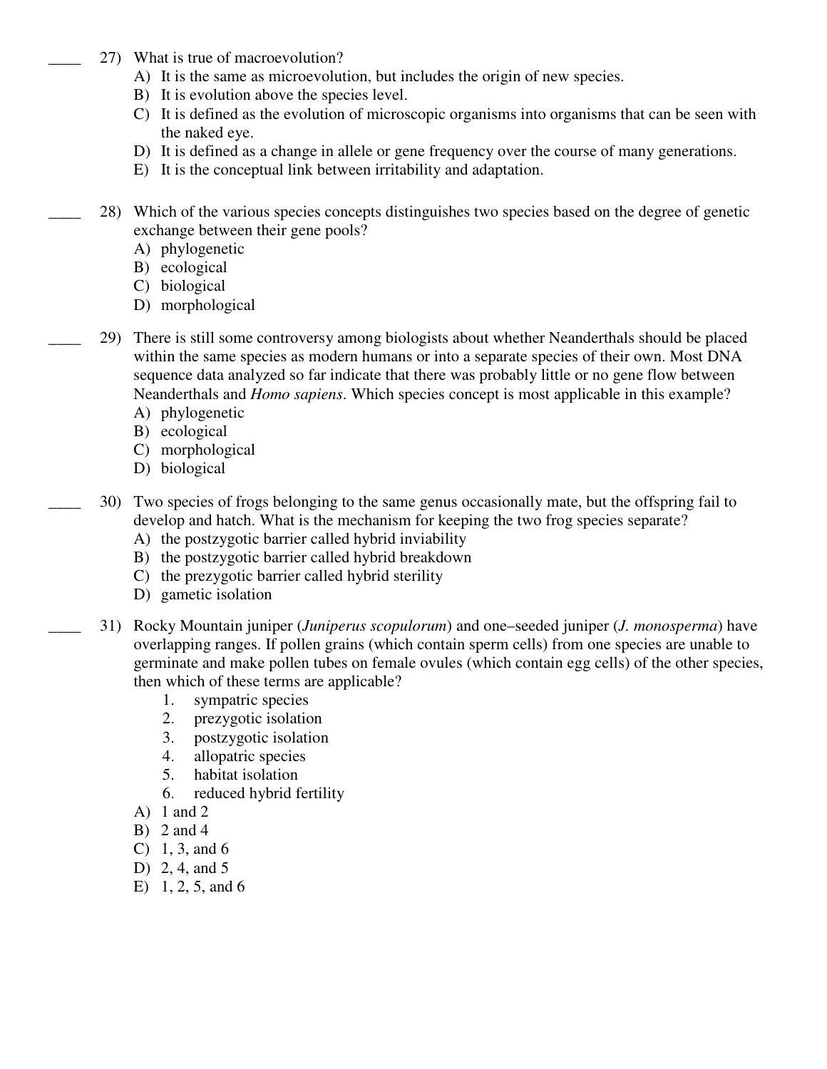____ 27) What is true of macroevolution?

A) It is the same as microevolution, but includes the origin of new species.
B) It is evolution above the species level.
C) It is defined as the evolution of microscopic organisms into organisms that can be seen with the naked eye.
D) It is defined as a change in allele or gene frequency over the course of many generations.
E) It is the conceptual link between irritability and adaptation.

____ 28) Which of the various species concepts distinguishes two species based on the degree of genetic exchange between their gene pools?

A) phylogenetic
B) ecological
C) biological
D) morphological

____ 29) There is still some controversy among biologists about whether Neanderthals should be placed within the same species as modern humans or into a separate species of their own. Most DNA sequence data analyzed so far indicate that there was probably little or no gene flow between Neanderthals and *Homo sapiens*. Which species concept is most applicable in this example?

A) phylogenetic
B) ecological
C) morphological
D) biological

____ 30) Two species of frogs belonging to the same genus occasionally mate, but the offspring fail to develop and hatch. What is the mechanism for keeping the two frog species separate?

A) the postzygotic barrier called hybrid inviability
B) the postzygotic barrier called hybrid breakdown
C) the prezygotic barrier called hybrid sterility
D) gametic isolation

____ 31) Rocky Mountain juniper (*Juniperus scopulorum*) and one–seeded juniper (*J. monosperma*) have overlapping ranges. If pollen grains (which contain sperm cells) from one species are unable to germinate and make pollen tubes on female ovules (which contain egg cells) of the other species, then which of these terms are applicable?

1. sympatric species
2. prezygotic isolation
3. postzygotic isolation
4. allopatric species
5. habitat isolation
6. reduced hybrid fertility

A) 1 and 2
B) 2 and 4
C) 1, 3, and 6
D) 2, 4, and 5
E) 1, 2, 5, and 6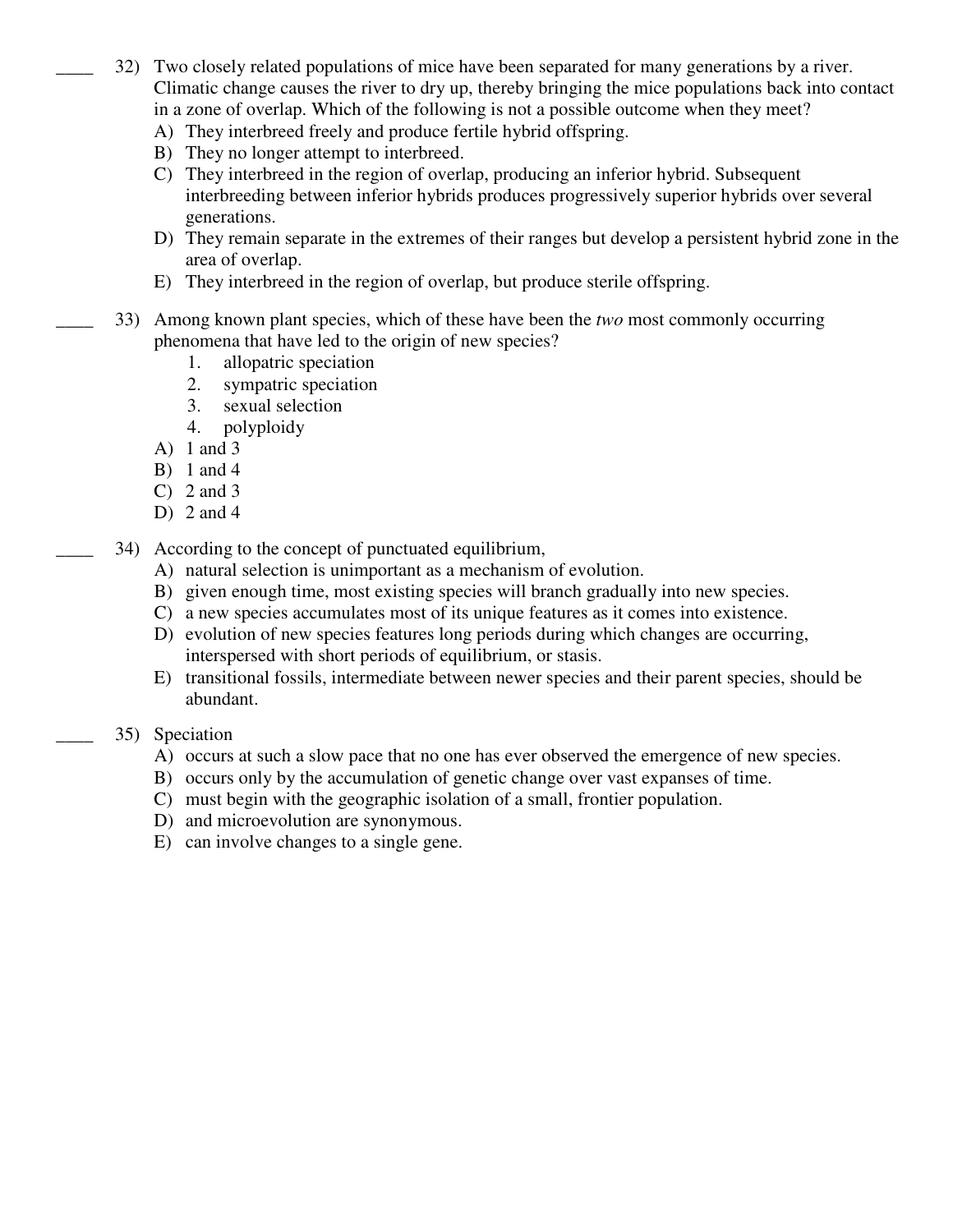____ 32) Two closely related populations of mice have been separated for many generations by a river. Climatic change causes the river to dry up, thereby bringing the mice populations back into contact in a zone of overlap. Which of the following is not a possible outcome when they meet?

A) They interbreed freely and produce fertile hybrid offspring.
B) They no longer attempt to interbreed.
C) They interbreed in the region of overlap, producing an inferior hybrid. Subsequent interbreeding between inferior hybrids produces progressively superior hybrids over several generations.
D) They remain separate in the extremes of their ranges but develop a persistent hybrid zone in the area of overlap.
E) They interbreed in the region of overlap, but produce sterile offspring.

____ 33) Among known plant species, which of these have been the *two* most commonly occurring phenomena that have led to the origin of new species?

1. allopatric speciation
2. sympatric speciation
3. sexual selection
4. polyploidy

A) 1 and 3
B) 1 and 4
C) 2 and 3
D) 2 and 4

____ 34) According to the concept of punctuated equilibrium,

A) natural selection is unimportant as a mechanism of evolution.
B) given enough time, most existing species will branch gradually into new species.
C) a new species accumulates most of its unique features as it comes into existence.
D) evolution of new species features long periods during which changes are occurring, interspersed with short periods of equilibrium, or stasis.
E) transitional fossils, intermediate between newer species and their parent species, should be abundant.

____ 35) Speciation

A) occurs at such a slow pace that no one has ever observed the emergence of new species.
B) occurs only by the accumulation of genetic change over vast expanses of time.
C) must begin with the geographic isolation of a small, frontier population.
D) and microevolution are synonymous.
E) can involve changes to a single gene.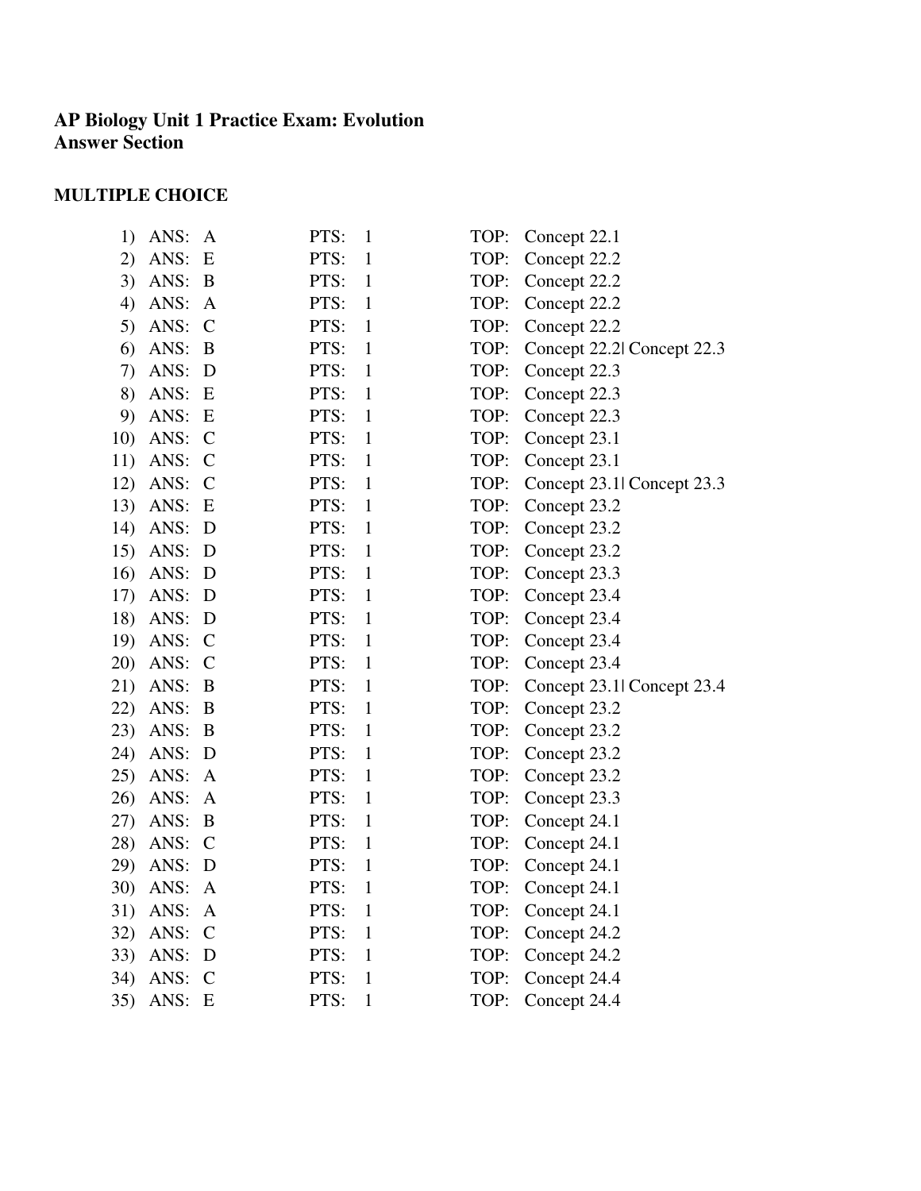**AP Biology Unit 1 Practice Exam: Evolution**
**Answer Section**

**MULTIPLE CHOICE**

| | | | |
|---|---|---|---|
| 1) | ANS: A | PTS: 1 | TOP: Concept 22.1 |
| 2) | ANS: E | PTS: 1 | TOP: Concept 22.2 |
| 3) | ANS: B | PTS: 1 | TOP: Concept 22.2 |
| 4) | ANS: A | PTS: 1 | TOP: Concept 22.2 |
| 5) | ANS: C | PTS: 1 | TOP: Concept 22.2 |
| 6) | ANS: B | PTS: 1 | TOP: Concept 22.2\| Concept 22.3 |
| 7) | ANS: D | PTS: 1 | TOP: Concept 22.3 |
| 8) | ANS: E | PTS: 1 | TOP: Concept 22.3 |
| 9) | ANS: E | PTS: 1 | TOP: Concept 22.3 |
| 10) | ANS: C | PTS: 1 | TOP: Concept 23.1 |
| 11) | ANS: C | PTS: 1 | TOP: Concept 23.1 |
| 12) | ANS: C | PTS: 1 | TOP: Concept 23.1\| Concept 23.3 |
| 13) | ANS: E | PTS: 1 | TOP: Concept 23.2 |
| 14) | ANS: D | PTS: 1 | TOP: Concept 23.2 |
| 15) | ANS: D | PTS: 1 | TOP: Concept 23.2 |
| 16) | ANS: D | PTS: 1 | TOP: Concept 23.3 |
| 17) | ANS: D | PTS: 1 | TOP: Concept 23.4 |
| 18) | ANS: D | PTS: 1 | TOP: Concept 23.4 |
| 19) | ANS: C | PTS: 1 | TOP: Concept 23.4 |
| 20) | ANS: C | PTS: 1 | TOP: Concept 23.4 |
| 21) | ANS: B | PTS: 1 | TOP: Concept 23.1\| Concept 23.4 |
| 22) | ANS: B | PTS: 1 | TOP: Concept 23.2 |
| 23) | ANS: B | PTS: 1 | TOP: Concept 23.2 |
| 24) | ANS: D | PTS: 1 | TOP: Concept 23.2 |
| 25) | ANS: A | PTS: 1 | TOP: Concept 23.2 |
| 26) | ANS: A | PTS: 1 | TOP: Concept 23.3 |
| 27) | ANS: B | PTS: 1 | TOP: Concept 24.1 |
| 28) | ANS: C | PTS: 1 | TOP: Concept 24.1 |
| 29) | ANS: D | PTS: 1 | TOP: Concept 24.1 |
| 30) | ANS: A | PTS: 1 | TOP: Concept 24.1 |
| 31) | ANS: A | PTS: 1 | TOP: Concept 24.1 |
| 32) | ANS: C | PTS: 1 | TOP: Concept 24.2 |
| 33) | ANS: D | PTS: 1 | TOP: Concept 24.2 |
| 34) | ANS: C | PTS: 1 | TOP: Concept 24.4 |
| 35) | ANS: E | PTS: 1 | TOP: Concept 24.4 |